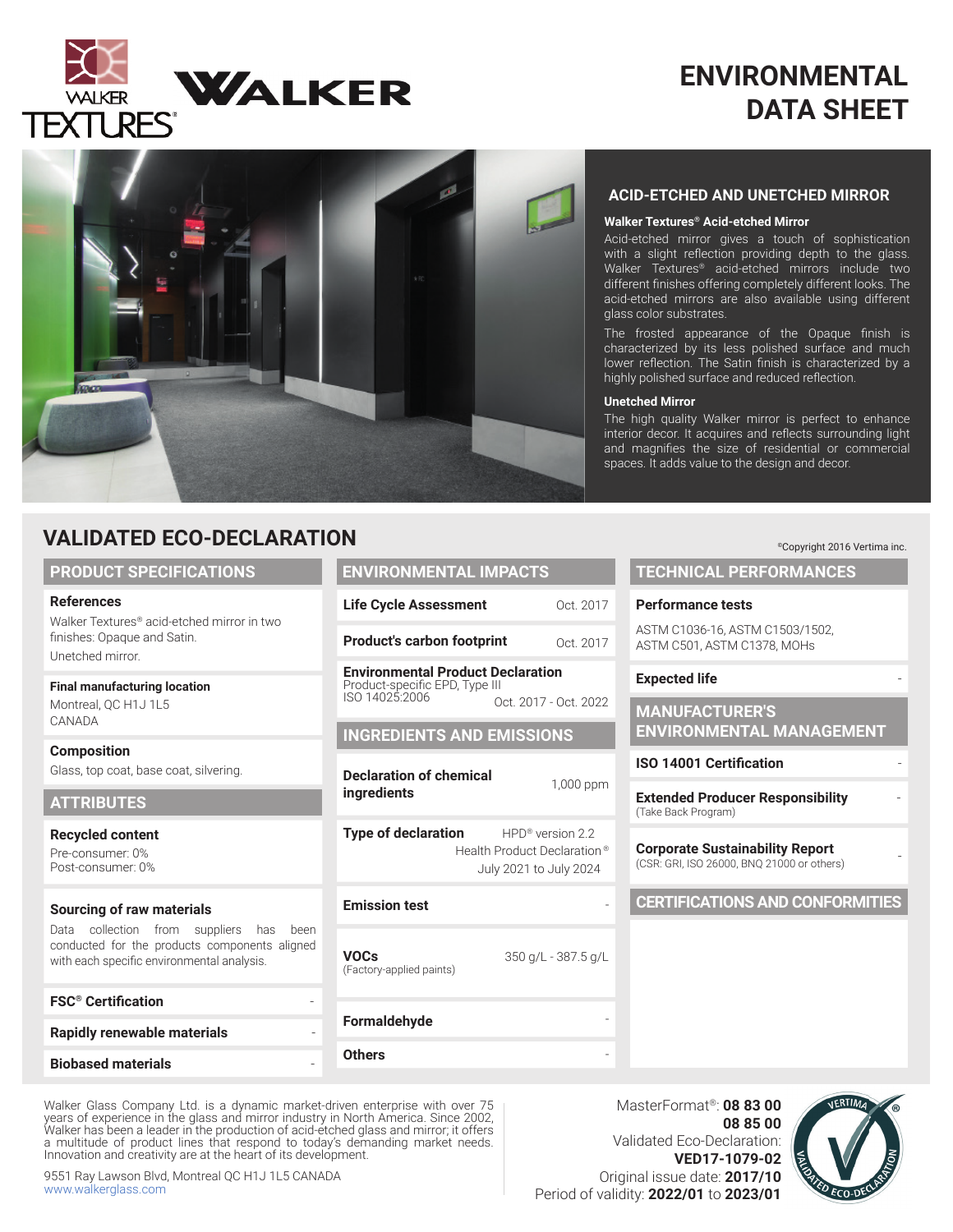# ENVIRONMENTAL DATA SHEET

## ACID-ETCHED AND UNETCHED MIRROR

**Walker Textures® Acid-etched Mirror**

Acid-etched mirror gives a touch of sophistication with a slight reflection providing depth to the glass. Walker Textures® acid-etched mirrors include two different finishes offering completely different looks. The acid-etched mirrors are also available using different glass color substrates.

The frosted appearance of the Opaque finish is characterized by its less polished surface and much lower reflection. The Satin finish is characterized by a highly polished surface and reduced reflection.

**Unetched Mirror**

The high quality Walker mirror is perfect to enhance interior decor. It acquires and reflects surrounding light and magnifies the size of residential or commercial spaces. It adds value to the design and decor.

## VALIDATED ECO-DECLARATION

©Copyright 2016 Vertima inc.

### PRODUCT SPECIFICATIONS

**References**
Walker Textures® acid-etched mirror in two finishes: Opaque and Satin.
Unetched mirror.

**Final manufacturing location**
Montreal, QC H1J 1L5
CANADA

**Composition**
Glass, top coat, base coat, silvering.

### ATTRIBUTES

**Recycled content**
Pre-consumer: 0%
Post-consumer: 0%

**Sourcing of raw materials**
Data collection from suppliers has been conducted for the products components aligned with each specific environmental analysis.

**FSC® Certification** -

**Rapidly renewable materials** -

**Biobased materials** -

### ENVIRONMENTAL IMPACTS

**Life Cycle Assessment** Oct. 2017

**Product's carbon footprint** Oct. 2017

**Environmental Product Declaration**
Product-specific EPD, Type III
ISO 14025:2006 Oct. 2017 - Oct. 2022

### INGREDIENTS AND EMISSIONS

**Declaration of chemical ingredients** 1,000 ppm

**Type of declaration** HPD® version 2.2
Health Product Declaration®
July 2021 to July 2024

**Emission test** -

**VOCs** (Factory-applied paints) 350 g/L - 387.5 g/L

**Formaldehyde** -

**Others** -

### TECHNICAL PERFORMANCES

**Performance tests**
ASTM C1036-16, ASTM C1503/1502, ASTM C501, ASTM C1378, MOHs

**Expected life** -

### MANUFACTURER'S ENVIRONMENTAL MANAGEMENT

**ISO 14001 Certification** -

**Extended Producer Responsibility** (Take Back Program) -

**Corporate Sustainability Report** (CSR: GRI, ISO 26000, BNQ 21000 or others) -

### CERTIFICATIONS AND CONFORMITIES

Walker Glass Company Ltd. is a dynamic market-driven enterprise with over 75 years of experience in the glass and mirror industry in North America. Since 2002, Walker has been a leader in the production of acid-etched glass and mirror; it offers a multitude of product lines that respond to today's demanding market needs. Innovation and creativity are at the heart of its development.

9551 Ray Lawson Blvd, Montreal QC H1J 1L5 CANADA
www.walkerglass.com

MasterFormat®: **08 83 00**
**08 85 00**
Validated Eco-Declaration: **VED17-1079-02**
Original issue date: **2017/10**
Period of validity: **2022/01** to **2023/01**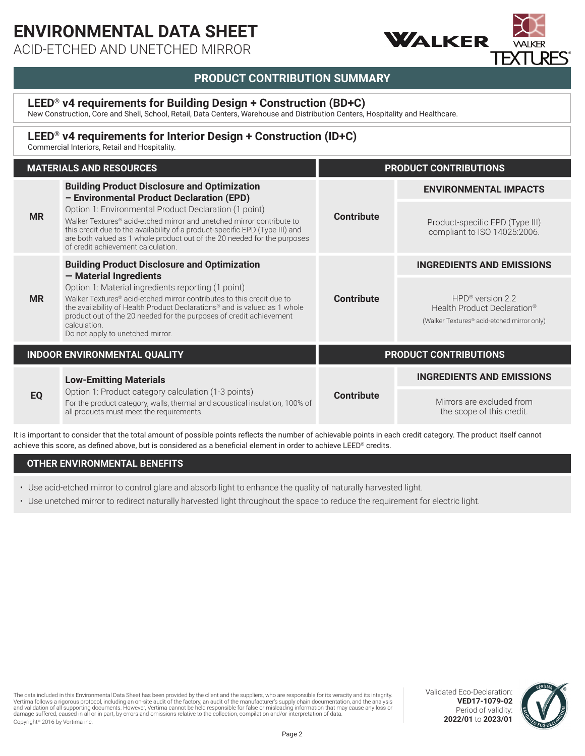# ENVIRONMENTAL DATA SHEET

ACID-ETCHED AND UNETCHED MIRROR

## PRODUCT CONTRIBUTION SUMMARY

**LEED® v4 requirements for Building Design + Construction (BD+C)**
New Construction, Core and Shell, School, Retail, Data Centers, Warehouse and Distribution Centers, Hospitality and Healthcare.

**LEED® v4 requirements for Interior Design + Construction (ID+C)**
Commercial Interiors, Retail and Hospitality.

| MATERIALS AND RESOURCES | | PRODUCT CONTRIBUTIONS | |
|---|---|---|---|
| MR | **Building Product Disclosure and Optimization – Environmental Product Declaration (EPD)**<br>Option 1: Environmental Product Declaration (1 point)<br>Walker Textures® acid-etched mirror and unetched mirror contribute to this credit due to the availability of a product-specific EPD (Type III) and are both valued as 1 whole product out of the 20 needed for the purposes of credit achievement calculation. | **Contribute** | **ENVIRONMENTAL IMPACTS**<br>Product-specific EPD (Type III) compliant to ISO 14025:2006. |
| MR | **Building Product Disclosure and Optimization — Material Ingredients**<br>Option 1: Material ingredients reporting (1 point)<br>Walker Textures® acid-etched mirror contributes to this credit due to the availability of Health Product Declarations® and is valued as 1 whole product out of the 20 needed for the purposes of credit achievement calculation.<br>Do not apply to unetched mirror. | **Contribute** | **INGREDIENTS AND EMISSIONS**<br>HPD® version 2.2 Health Product Declaration®<br>(Walker Textures® acid-etched mirror only) |
| **INDOOR ENVIRONMENTAL QUALITY** | | **PRODUCT CONTRIBUTIONS** | |
| EQ | **Low-Emitting Materials**<br>Option 1: Product category calculation (1-3 points)<br>For the product category, walls, thermal and acoustical insulation, 100% of all products must meet the requirements. | **Contribute** | **INGREDIENTS AND EMISSIONS**<br>Mirrors are excluded from the scope of this credit. |

It is important to consider that the total amount of possible points reflects the number of achievable points in each credit category. The product itself cannot achieve this score, as defined above, but is considered as a beneficial element in order to achieve LEED® credits.

## OTHER ENVIRONMENTAL BENEFITS

- Use acid-etched mirror to control glare and absorb light to enhance the quality of naturally harvested light.
- Use unetched mirror to redirect naturally harvested light throughout the space to reduce the requirement for electric light.

The data included in this Environmental Data Sheet has been provided by the client and the suppliers, who are responsible for its veracity and its integrity. Vertima follows a rigorous protocol, including an on-site audit of the factory, an audit of the manufacturer's supply chain documentation, and the analysis and validation of all supporting documents. However, Vertima cannot be held responsible for false or misleading information that may cause any loss or damage suffered, caused in all or in part, by errors and omissions relative to the collection, compilation and/or interpretation of data.
Copyright© 2016 by Vertima inc.

Validated Eco-Declaration: **VED17-1079-02**
Period of validity: **2022/01** to **2023/01**